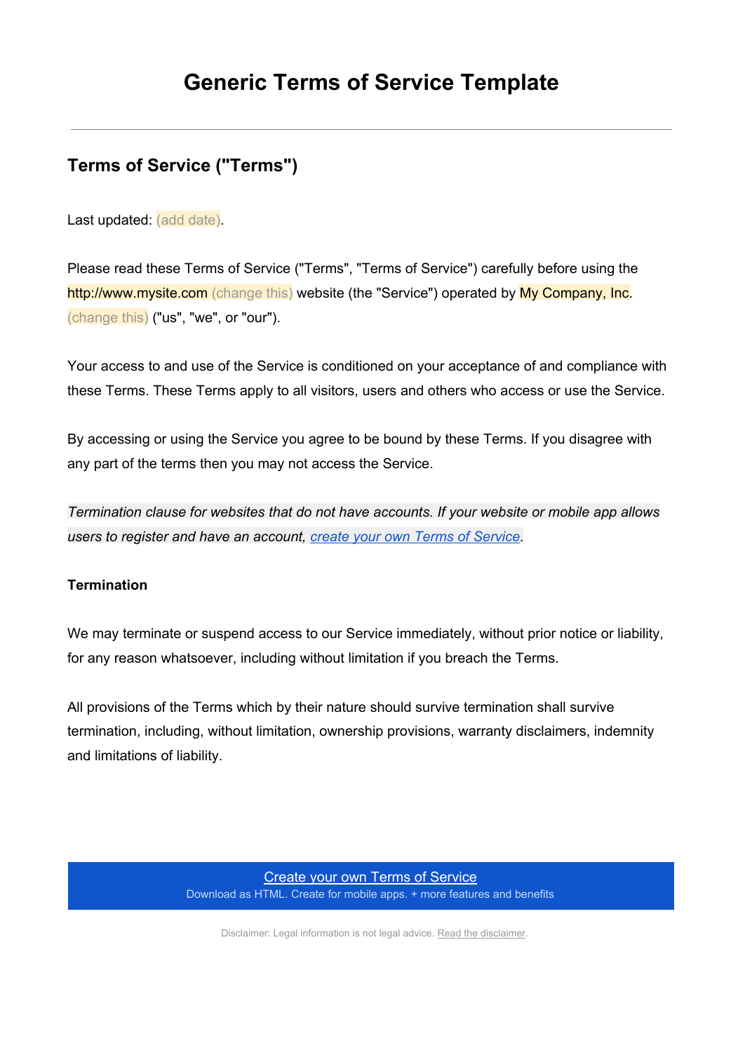# Generic Terms of Service Template

## Terms of Service ("Terms")

Last updated: (add date).

Please read these Terms of Service ("Terms", "Terms of Service") carefully before using the http://www.mysite.com (change this) website (the "Service") operated by My Company, Inc. (change this) ("us", "we", or "our").

Your access to and use of the Service is conditioned on your acceptance of and compliance with these Terms. These Terms apply to all visitors, users and others who access or use the Service.

By accessing or using the Service you agree to be bound by these Terms. If you disagree with any part of the terms then you may not access the Service.

*Termination clause for websites that do not have accounts. If your website or mobile app allows users to register and have an account, [create your own Terms of Service](#).*

### Termination

We may terminate or suspend access to our Service immediately, without prior notice or liability, for any reason whatsoever, including without limitation if you breach the Terms.

All provisions of the Terms which by their nature should survive termination shall survive termination, including, without limitation, ownership provisions, warranty disclaimers, indemnity and limitations of liability.

[Create your own Terms of Service](#)
Download as HTML. Create for mobile apps. + more features and benefits

Disclaimer: Legal information is not legal advice. [Read the disclaimer](#).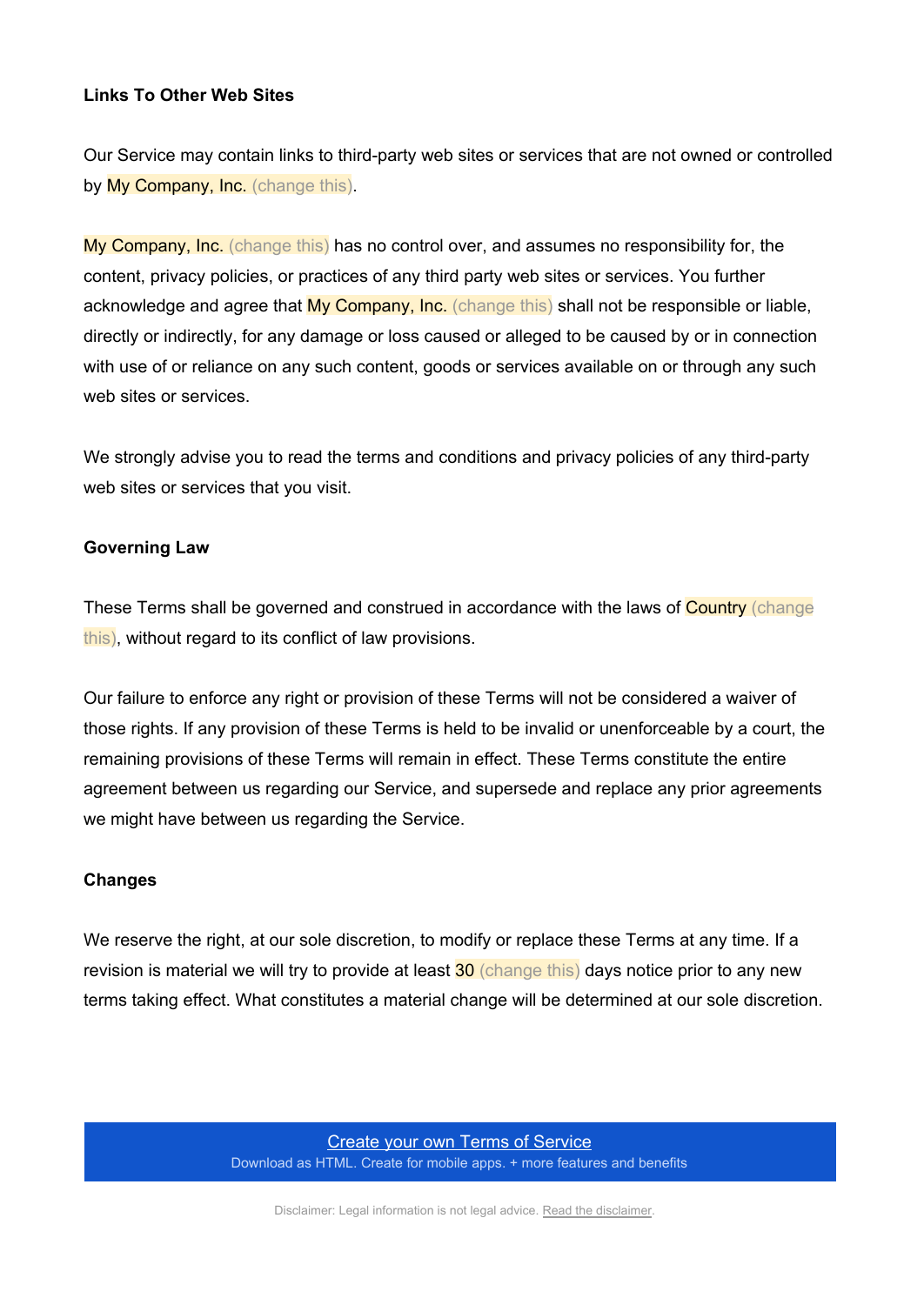**Links To Other Web Sites**

Our Service may contain links to third-party web sites or services that are not owned or controlled by My Company, Inc. (change this).

My Company, Inc. (change this) has no control over, and assumes no responsibility for, the content, privacy policies, or practices of any third party web sites or services. You further acknowledge and agree that My Company, Inc. (change this) shall not be responsible or liable, directly or indirectly, for any damage or loss caused or alleged to be caused by or in connection with use of or reliance on any such content, goods or services available on or through any such web sites or services.

We strongly advise you to read the terms and conditions and privacy policies of any third-party web sites or services that you visit.

**Governing Law**

These Terms shall be governed and construed in accordance with the laws of Country (change this), without regard to its conflict of law provisions.

Our failure to enforce any right or provision of these Terms will not be considered a waiver of those rights. If any provision of these Terms is held to be invalid or unenforceable by a court, the remaining provisions of these Terms will remain in effect. These Terms constitute the entire agreement between us regarding our Service, and supersede and replace any prior agreements we might have between us regarding the Service.

**Changes**

We reserve the right, at our sole discretion, to modify or replace these Terms at any time. If a revision is material we will try to provide at least 30 (change this) days notice prior to any new terms taking effect. What constitutes a material change will be determined at our sole discretion.

Create your own Terms of Service
Download as HTML. Create for mobile apps. + more features and benefits

Disclaimer: Legal information is not legal advice. Read the disclaimer.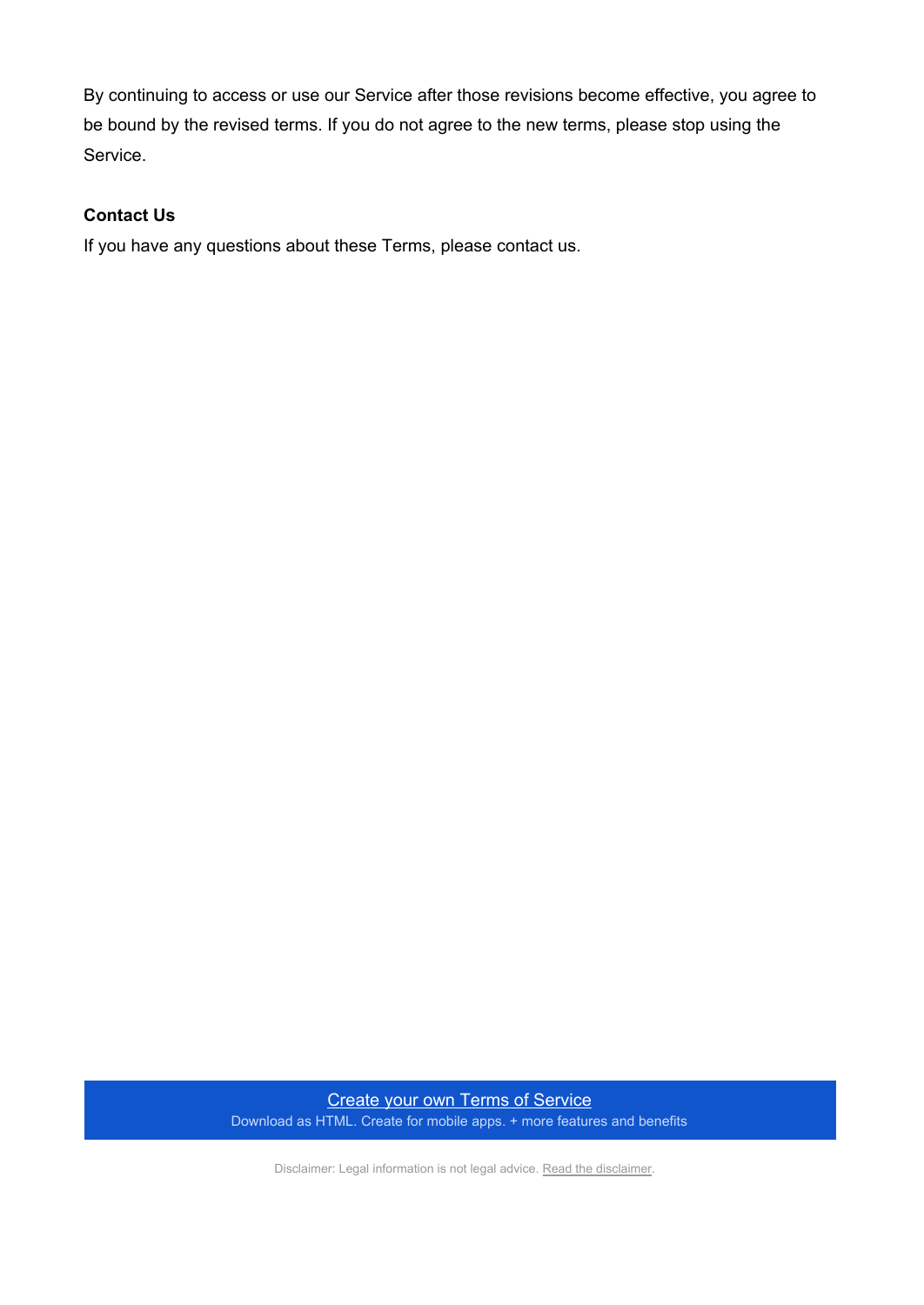By continuing to access or use our Service after those revisions become effective, you agree to be bound by the revised terms. If you do not agree to the new terms, please stop using the Service.

**Contact Us**

If you have any questions about these Terms, please contact us.

Create your own Terms of Service

Download as HTML. Create for mobile apps. + more features and benefits

Disclaimer: Legal information is not legal advice. Read the disclaimer.